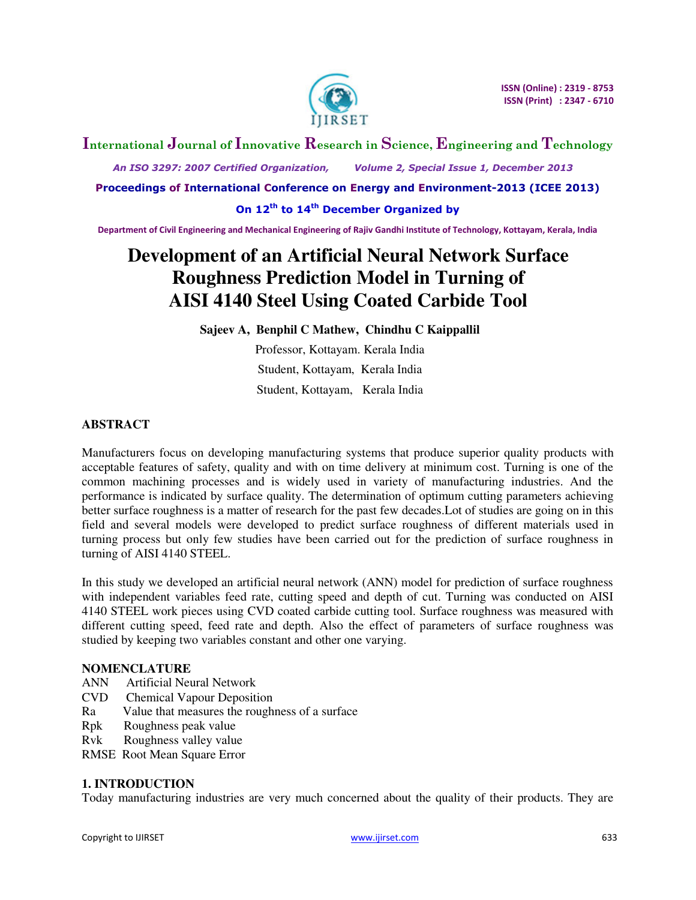# Development of an Artificial Neural Network Surface Roughness Prediction Model in Turning of AISI 4140 Steel Using Coated Carbide Tool

**Sajeev A, Benphil C Mathew, Chindhu C Kaippallil**

Professor, Kottayam. Kerala India

Student, Kottayam, Kerala India

Student, Kottayam, Kerala India

## ABSTRACT

Manufacturers focus on developing manufacturing systems that produce superior quality products with acceptable features of safety, quality and with on time delivery at minimum cost. Turning is one of the common machining processes and is widely used in variety of manufacturing industries. And the performance is indicated by surface quality. The determination of optimum cutting parameters achieving better surface roughness is a matter of research for the past few decades.Lot of studies are going on in this field and several models were developed to predict surface roughness of different materials used in turning process but only few studies have been carried out for the prediction of surface roughness in turning of AISI 4140 STEEL.

In this study we developed an artificial neural network (ANN) model for prediction of surface roughness with independent variables feed rate, cutting speed and depth of cut. Turning was conducted on AISI 4140 STEEL work pieces using CVD coated carbide cutting tool. Surface roughness was measured with different cutting speed, feed rate and depth. Also the effect of parameters of surface roughness was studied by keeping two variables constant and other one varying.

### NOMENCLATURE

ANN Artificial Neural Network
CVD Chemical Vapour Deposition
Ra Value that measures the roughness of a surface
Rpk Roughness peak value
Rvk Roughness valley value
RMSE Root Mean Square Error

## 1. INTRODUCTION

Today manufacturing industries are very much concerned about the quality of their products. They are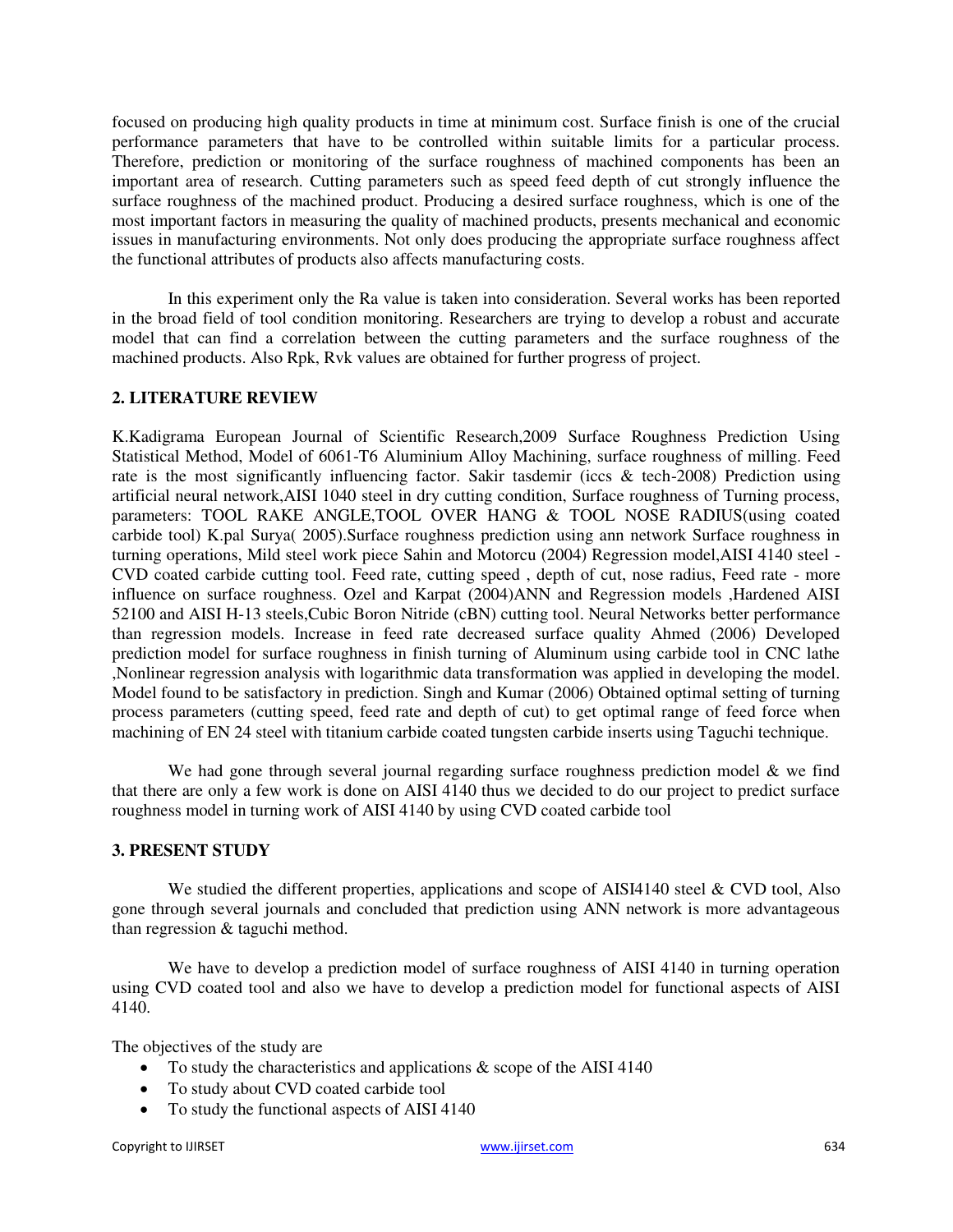focused on producing high quality products in time at minimum cost. Surface finish is one of the crucial performance parameters that have to be controlled within suitable limits for a particular process. Therefore, prediction or monitoring of the surface roughness of machined components has been an important area of research. Cutting parameters such as speed feed depth of cut strongly influence the surface roughness of the machined product. Producing a desired surface roughness, which is one of the most important factors in measuring the quality of machined products, presents mechanical and economic issues in manufacturing environments. Not only does producing the appropriate surface roughness affect the functional attributes of products also affects manufacturing costs.

In this experiment only the Ra value is taken into consideration. Several works has been reported in the broad field of tool condition monitoring. Researchers are trying to develop a robust and accurate model that can find a correlation between the cutting parameters and the surface roughness of the machined products. Also Rpk, Rvk values are obtained for further progress of project.

## 2. LITERATURE REVIEW

K.Kadigrama European Journal of Scientific Research,2009 Surface Roughness Prediction Using Statistical Method, Model of 6061-T6 Aluminium Alloy Machining, surface roughness of milling. Feed rate is the most significantly influencing factor. Sakir tasdemir (iccs & tech-2008) Prediction using artificial neural network,AISI 1040 steel in dry cutting condition, Surface roughness of Turning process, parameters: TOOL RAKE ANGLE,TOOL OVER HANG & TOOL NOSE RADIUS(using coated carbide tool) K.pal Surya( 2005).Surface roughness prediction using ann network Surface roughness in turning operations, Mild steel work piece Sahin and Motorcu (2004) Regression model,AISI 4140 steel - CVD coated carbide cutting tool. Feed rate, cutting speed , depth of cut, nose radius, Feed rate - more influence on surface roughness. Ozel and Karpat (2004)ANN and Regression models ,Hardened AISI 52100 and AISI H-13 steels,Cubic Boron Nitride (cBN) cutting tool. Neural Networks better performance than regression models. Increase in feed rate decreased surface quality Ahmed (2006) Developed prediction model for surface roughness in finish turning of Aluminum using carbide tool in CNC lathe ,Nonlinear regression analysis with logarithmic data transformation was applied in developing the model. Model found to be satisfactory in prediction. Singh and Kumar (2006) Obtained optimal setting of turning process parameters (cutting speed, feed rate and depth of cut) to get optimal range of feed force when machining of EN 24 steel with titanium carbide coated tungsten carbide inserts using Taguchi technique.

We had gone through several journal regarding surface roughness prediction model & we find that there are only a few work is done on AISI 4140 thus we decided to do our project to predict surface roughness model in turning work of AISI 4140 by using CVD coated carbide tool

## 3. PRESENT STUDY

We studied the different properties, applications and scope of AISI4140 steel & CVD tool, Also gone through several journals and concluded that prediction using ANN network is more advantageous than regression & taguchi method.

We have to develop a prediction model of surface roughness of AISI 4140 in turning operation using CVD coated tool and also we have to develop a prediction model for functional aspects of AISI 4140.

The objectives of the study are

- To study the characteristics and applications & scope of the AISI 4140
- To study about CVD coated carbide tool
- To study the functional aspects of AISI 4140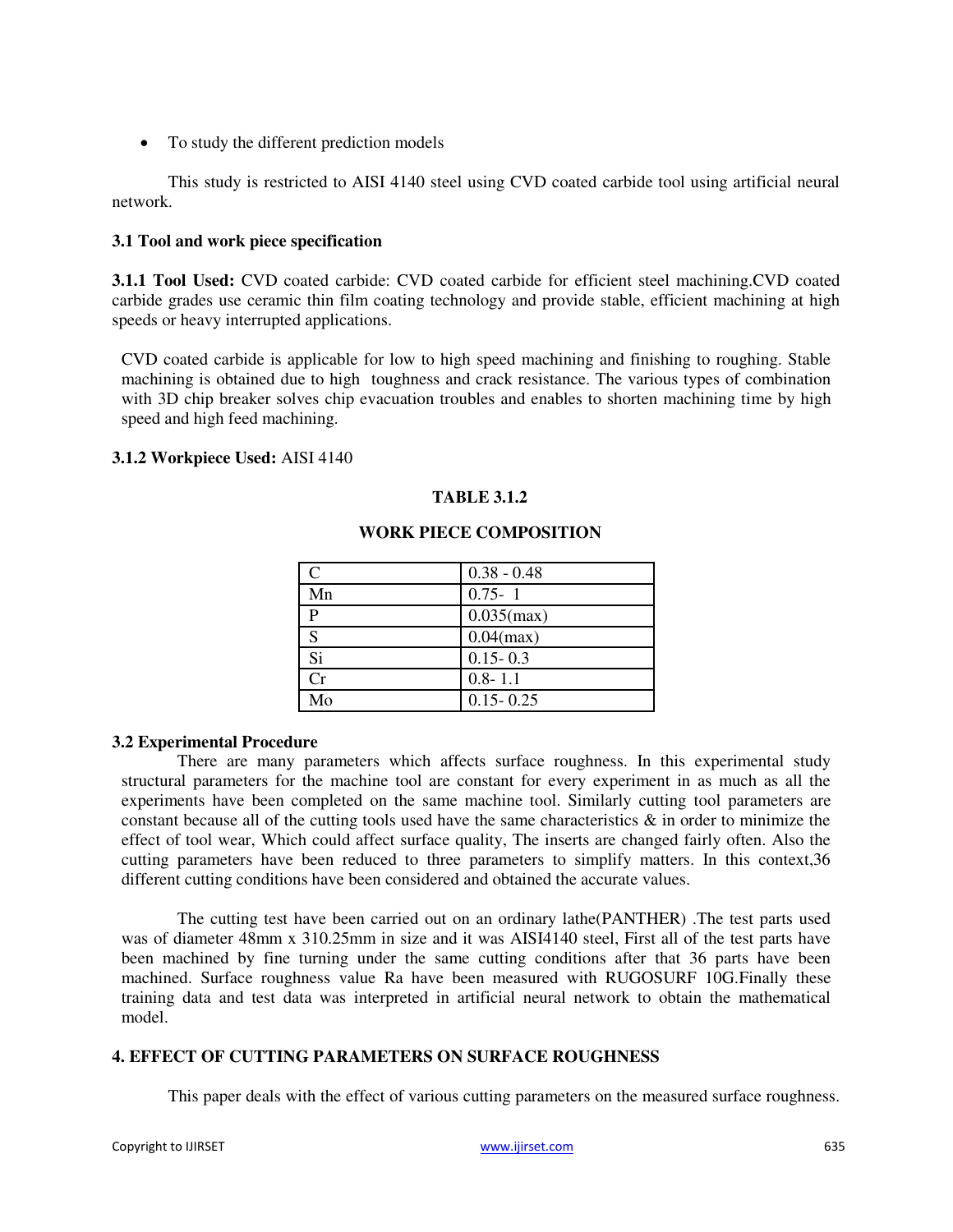- To study the different prediction models

This study is restricted to AISI 4140 steel using CVD coated carbide tool using artificial neural network.

### 3.1 Tool and work piece specification

**3.1.1 Tool Used:** CVD coated carbide: CVD coated carbide for efficient steel machining.CVD coated carbide grades use ceramic thin film coating technology and provide stable, efficient machining at high speeds or heavy interrupted applications.

CVD coated carbide is applicable for low to high speed machining and finishing to roughing. Stable machining is obtained due to high toughness and crack resistance. The various types of combination with 3D chip breaker solves chip evacuation troubles and enables to shorten machining time by high speed and high feed machining.

**3.1.2 Workpiece Used:** AISI 4140

**TABLE 3.1.2**

**WORK PIECE COMPOSITION**

| | |
|---|---|
| C | 0.38 - 0.48 |
| Mn | 0.75- 1 |
| P | 0.035(max) |
| S | 0.04(max) |
| Si | 0.15- 0.3 |
| Cr | 0.8- 1.1 |
| Mo | 0.15- 0.25 |

### 3.2 Experimental Procedure

There are many parameters which affects surface roughness. In this experimental study structural parameters for the machine tool are constant for every experiment in as much as all the experiments have been completed on the same machine tool. Similarly cutting tool parameters are constant because all of the cutting tools used have the same characteristics & in order to minimize the effect of tool wear, Which could affect surface quality, The inserts are changed fairly often. Also the cutting parameters have been reduced to three parameters to simplify matters. In this context,36 different cutting conditions have been considered and obtained the accurate values.

The cutting test have been carried out on an ordinary lathe(PANTHER) .The test parts used was of diameter 48mm x 310.25mm in size and it was AISI4140 steel, First all of the test parts have been machined by fine turning under the same cutting conditions after that 36 parts have been machined. Surface roughness value Ra have been measured with RUGOSURF 10G.Finally these training data and test data was interpreted in artificial neural network to obtain the mathematical model.

## 4. EFFECT OF CUTTING PARAMETERS ON SURFACE ROUGHNESS

This paper deals with the effect of various cutting parameters on the measured surface roughness.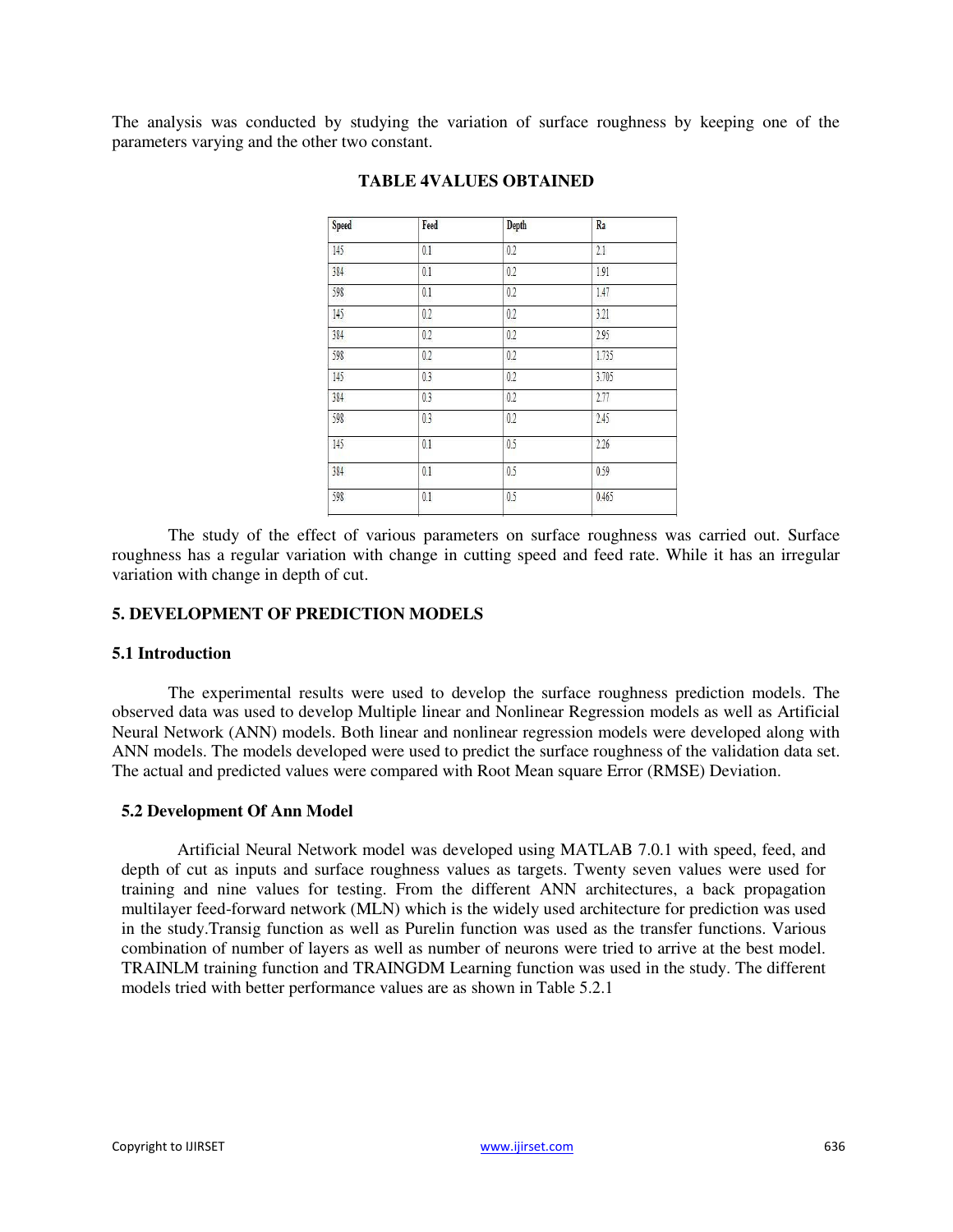The analysis was conducted by studying the variation of surface roughness by keeping one of the parameters varying and the other two constant.

**TABLE 4VALUES OBTAINED**

| Speed | Feed | Depth | Ra |
|---|---|---|---|
| 145 | 0.1 | 0.2 | 2.1 |
| 384 | 0.1 | 0.2 | 1.91 |
| 598 | 0.1 | 0.2 | 1.47 |
| 145 | 0.2 | 0.2 | 3.21 |
| 384 | 0.2 | 0.2 | 2.95 |
| 598 | 0.2 | 0.2 | 1.735 |
| 145 | 0.3 | 0.2 | 3.705 |
| 384 | 0.3 | 0.2 | 2.77 |
| 598 | 0.3 | 0.2 | 2.45 |
| 145 | 0.1 | 0.5 | 2.26 |
| 384 | 0.1 | 0.5 | 0.59 |
| 598 | 0.1 | 0.5 | 0.465 |

The study of the effect of various parameters on surface roughness was carried out. Surface roughness has a regular variation with change in cutting speed and feed rate. While it has an irregular variation with change in depth of cut.

## 5. DEVELOPMENT OF PREDICTION MODELS

### 5.1 Introduction

The experimental results were used to develop the surface roughness prediction models. The observed data was used to develop Multiple linear and Nonlinear Regression models as well as Artificial Neural Network (ANN) models. Both linear and nonlinear regression models were developed along with ANN models. The models developed were used to predict the surface roughness of the validation data set. The actual and predicted values were compared with Root Mean square Error (RMSE) Deviation.

### 5.2 Development Of Ann Model

Artificial Neural Network model was developed using MATLAB 7.0.1 with speed, feed, and depth of cut as inputs and surface roughness values as targets. Twenty seven values were used for training and nine values for testing. From the different ANN architectures, a back propagation multilayer feed-forward network (MLN) which is the widely used architecture for prediction was used in the study.Transig function as well as Purelin function was used as the transfer functions. Various combination of number of layers as well as number of neurons were tried to arrive at the best model. TRAINLM training function and TRAINGDM Learning function was used in the study. The different models tried with better performance values are as shown in Table 5.2.1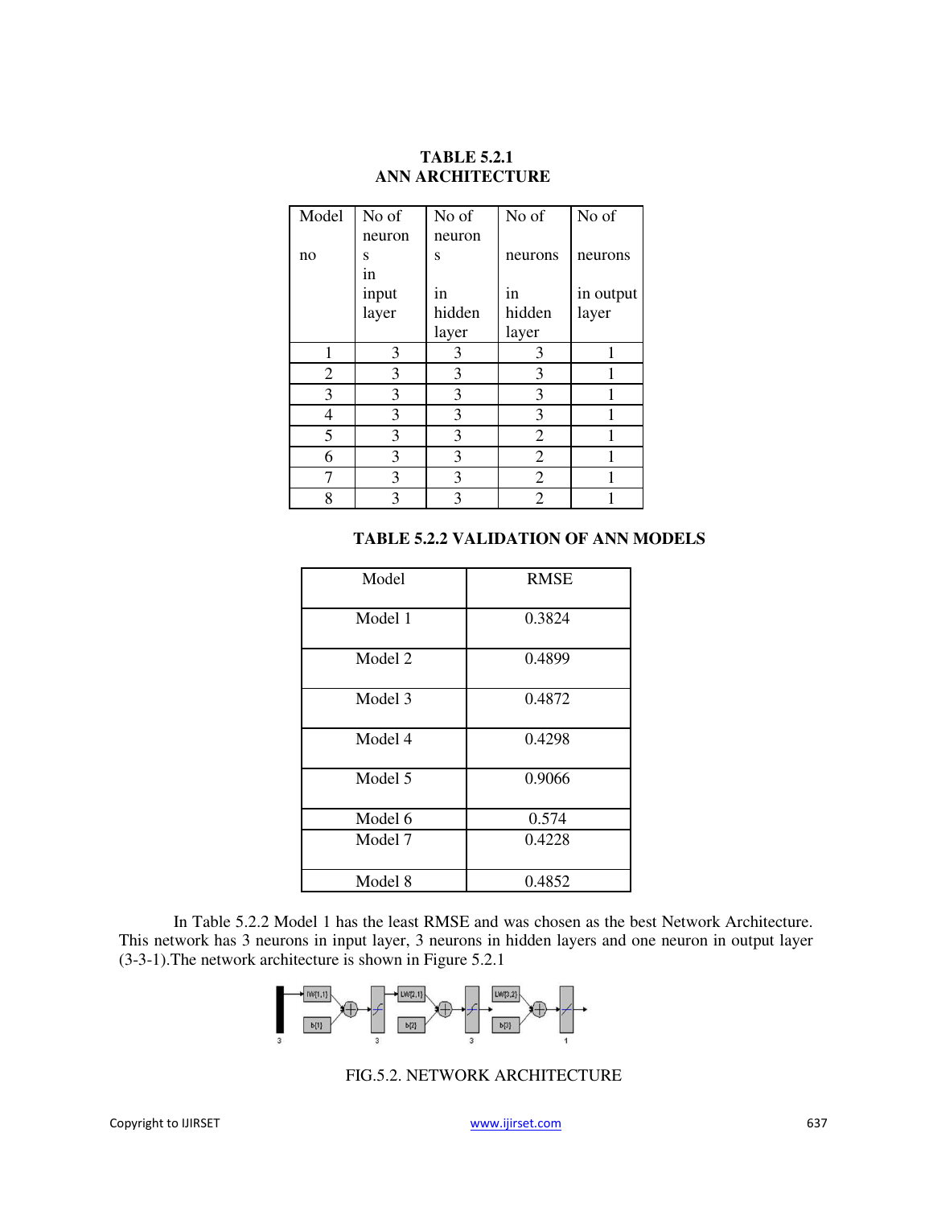**TABLE 5.2.1**
**ANN ARCHITECTURE**

| Model no | No of neurons in input layer | No of neurons in hidden layer | No of neurons in hidden layer | No of neurons in output layer |
|---|---|---|---|---|
| 1 | 3 | 3 | 3 | 1 |
| 2 | 3 | 3 | 3 | 1 |
| 3 | 3 | 3 | 3 | 1 |
| 4 | 3 | 3 | 3 | 1 |
| 5 | 3 | 3 | 2 | 1 |
| 6 | 3 | 3 | 2 | 1 |
| 7 | 3 | 3 | 2 | 1 |
| 8 | 3 | 3 | 2 | 1 |

**TABLE 5.2.2 VALIDATION OF ANN MODELS**

| Model | RMSE |
|---|---|
| Model 1 | 0.3824 |
| Model 2 | 0.4899 |
| Model 3 | 0.4872 |
| Model 4 | 0.4298 |
| Model 5 | 0.9066 |
| Model 6 | 0.574 |
| Model 7 | 0.4228 |
| Model 8 | 0.4852 |

In Table 5.2.2 Model 1 has the least RMSE and was chosen as the best Network Architecture. This network has 3 neurons in input layer, 3 neurons in hidden layers and one neuron in output layer (3-3-1).The network architecture is shown in Figure 5.2.1

FIG.5.2. NETWORK ARCHITECTURE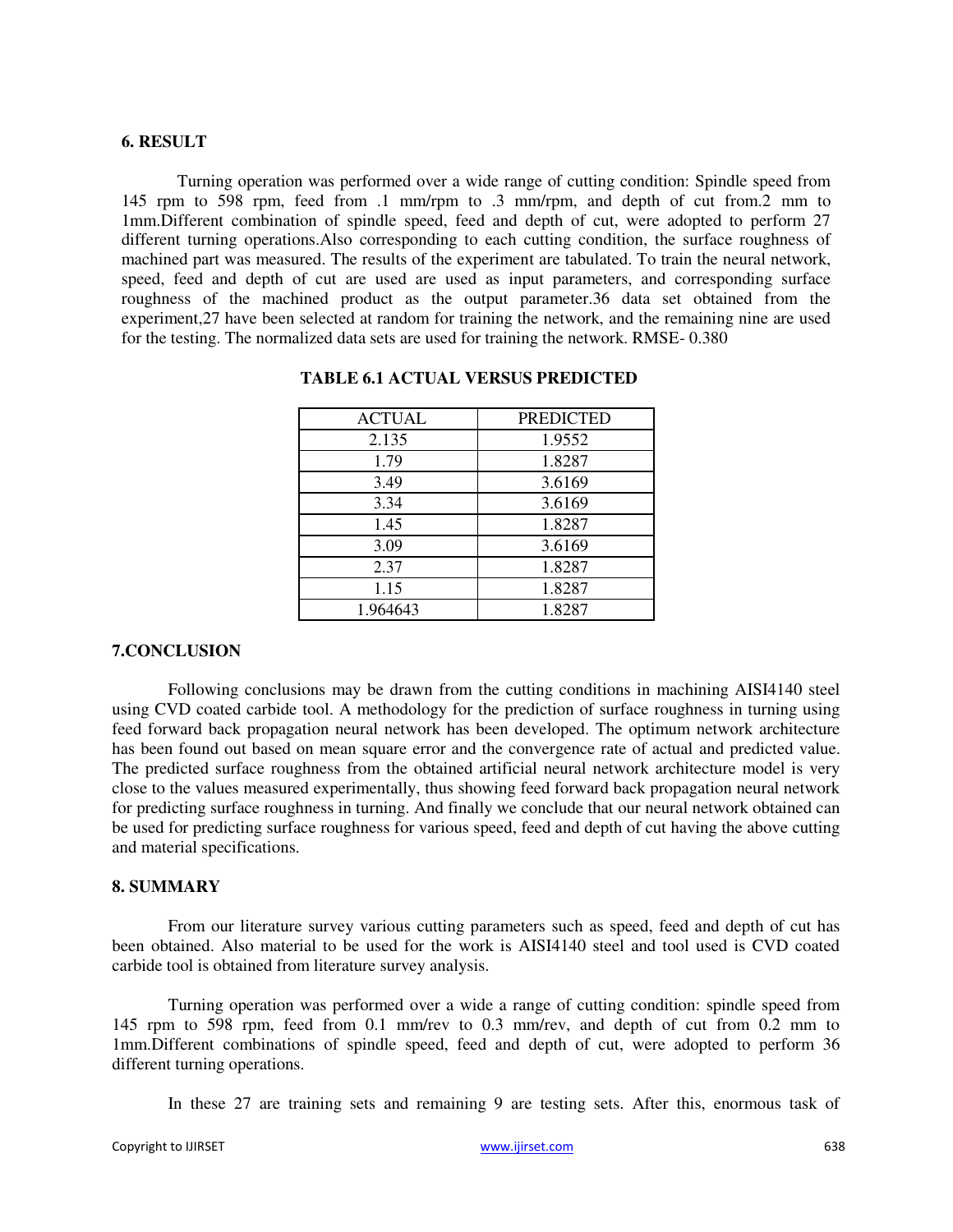## 6. RESULT

Turning operation was performed over a wide range of cutting condition: Spindle speed from 145 rpm to 598 rpm, feed from .1 mm/rpm to .3 mm/rpm, and depth of cut from.2 mm to 1mm.Different combination of spindle speed, feed and depth of cut, were adopted to perform 27 different turning operations.Also corresponding to each cutting condition, the surface roughness of machined part was measured. The results of the experiment are tabulated. To train the neural network, speed, feed and depth of cut are used are used as input parameters, and corresponding surface roughness of the machined product as the output parameter.36 data set obtained from the experiment,27 have been selected at random for training the network, and the remaining nine are used for the testing. The normalized data sets are used for training the network. RMSE- 0.380

**TABLE 6.1 ACTUAL VERSUS PREDICTED**

| ACTUAL | PREDICTED |
|---|---|
| 2.135 | 1.9552 |
| 1.79 | 1.8287 |
| 3.49 | 3.6169 |
| 3.34 | 3.6169 |
| 1.45 | 1.8287 |
| 3.09 | 3.6169 |
| 2.37 | 1.8287 |
| 1.15 | 1.8287 |
| 1.964643 | 1.8287 |

## 7.CONCLUSION

Following conclusions may be drawn from the cutting conditions in machining AISI4140 steel using CVD coated carbide tool. A methodology for the prediction of surface roughness in turning using feed forward back propagation neural network has been developed. The optimum network architecture has been found out based on mean square error and the convergence rate of actual and predicted value. The predicted surface roughness from the obtained artificial neural network architecture model is very close to the values measured experimentally, thus showing feed forward back propagation neural network for predicting surface roughness in turning. And finally we conclude that our neural network obtained can be used for predicting surface roughness for various speed, feed and depth of cut having the above cutting and material specifications.

## 8. SUMMARY

From our literature survey various cutting parameters such as speed, feed and depth of cut has been obtained. Also material to be used for the work is AISI4140 steel and tool used is CVD coated carbide tool is obtained from literature survey analysis.

Turning operation was performed over a wide a range of cutting condition: spindle speed from 145 rpm to 598 rpm, feed from 0.1 mm/rev to 0.3 mm/rev, and depth of cut from 0.2 mm to 1mm.Different combinations of spindle speed, feed and depth of cut, were adopted to perform 36 different turning operations.

In these 27 are training sets and remaining 9 are testing sets. After this, enormous task of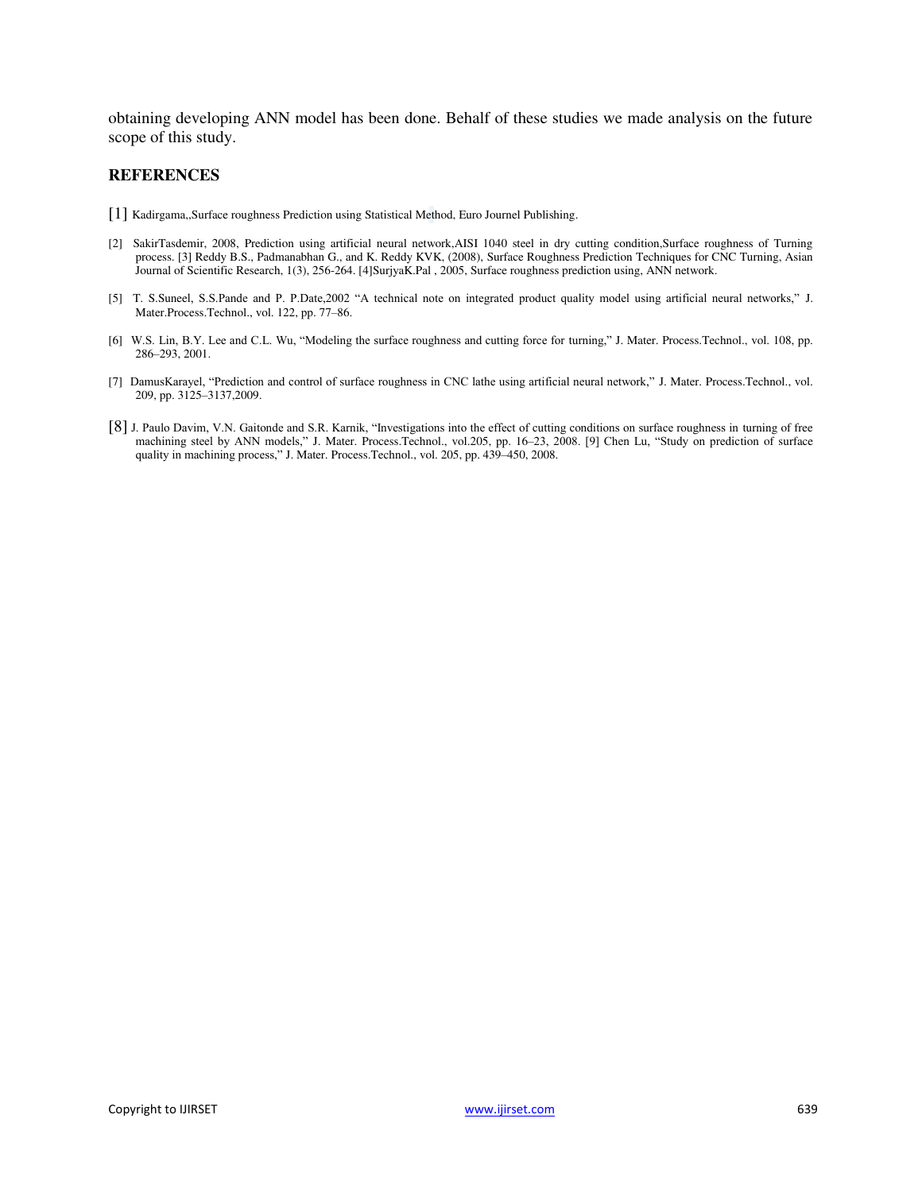obtaining developing ANN model has been done. Behalf of these studies we made analysis on the future scope of this study.

## REFERENCES

[1] Kadirgama,,Surface roughness Prediction using Statistical Method, Euro Journel Publishing.

[2] SakirTasdemir, 2008, Prediction using artificial neural network,AISI 1040 steel in dry cutting condition,Surface roughness of Turning process. [3] Reddy B.S., Padmanabhan G., and K. Reddy KVK, (2008), Surface Roughness Prediction Techniques for CNC Turning, Asian Journal of Scientific Research, 1(3), 256-264. [4]SurjyaK.Pal , 2005, Surface roughness prediction using, ANN network.

[5] T. S.Suneel, S.S.Pande and P. P.Date,2002 "A technical note on integrated product quality model using artificial neural networks," J. Mater.Process.Technol., vol. 122, pp. 77–86.

[6] W.S. Lin, B.Y. Lee and C.L. Wu, "Modeling the surface roughness and cutting force for turning," J. Mater. Process.Technol., vol. 108, pp. 286–293, 2001.

[7] DamusKarayel, "Prediction and control of surface roughness in CNC lathe using artificial neural network," J. Mater. Process.Technol., vol. 209, pp. 3125–3137,2009.

[8] J. Paulo Davim, V.N. Gaitonde and S.R. Karnik, "Investigations into the effect of cutting conditions on surface roughness in turning of free machining steel by ANN models," J. Mater. Process.Technol., vol.205, pp. 16–23, 2008. [9] Chen Lu, "Study on prediction of surface quality in machining process," J. Mater. Process.Technol., vol. 205, pp. 439–450, 2008.